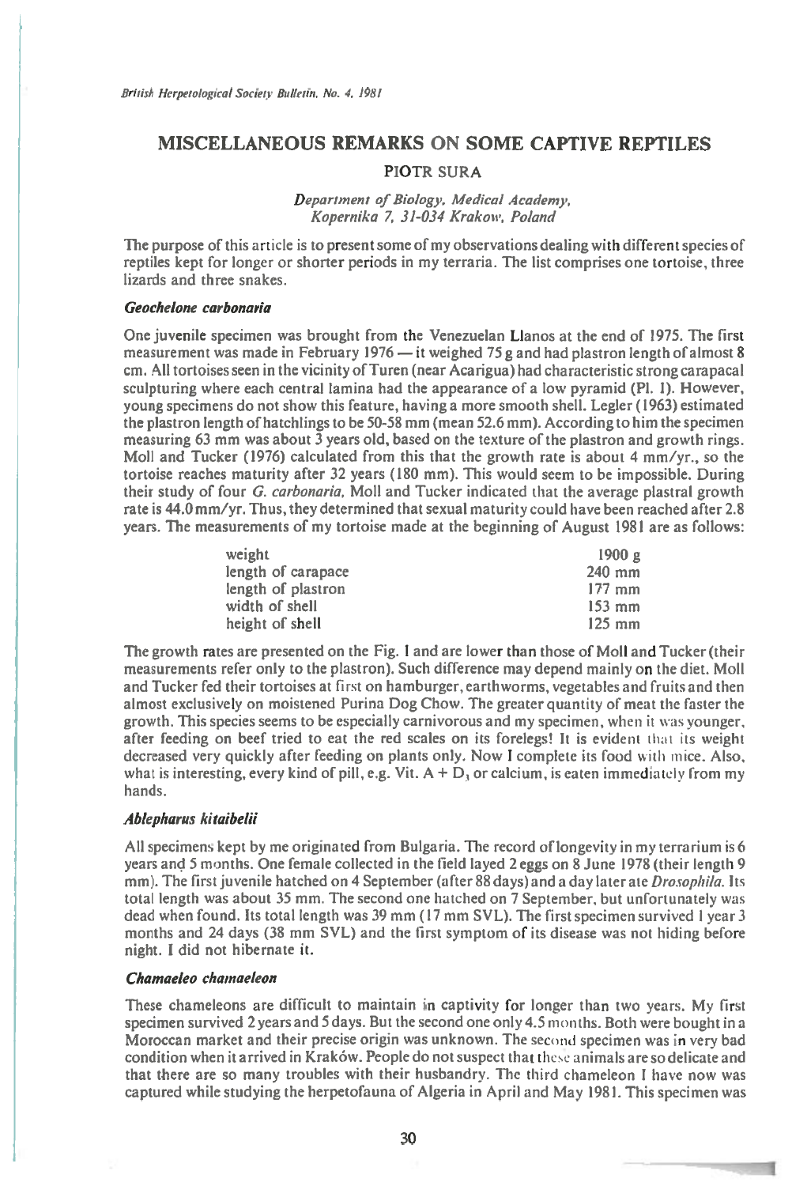# MISCELLANEOUS REMARKS ON SOME CAPTIVE REPTILES

PIOTR SURA

*Department of Biology, Medical Academy, Kopernika 7, 31-034 Krakow, Poland*

The purpose of this article is to present some of my observations dealing with different species of reptiles kept for longer or shorter periods in my terraria. The list comprises one tortoise, three lizards and three snakes.

### *Geochelone carbonaria*

One juvenile specimen was brought from the Venezuelan Llanos at the end of 1975. The first measurement was made in February 1976 — it weighed 75 g and had plastron length of almost 8 cm. All tortoises seen in the vicinity of Turen (near Acarigua) had characteristic strong carapacal sculpturing where each central lamina had the appearance of a low pyramid (Pl. 1). However, young specimens do not show this feature, having a more smooth shell. Legler (1963) estimated the plastron length of hatchlings to be 50-58 mm (mean 52.6 mm). According to him the specimen measuring 63 mm was about 3 years old, based on the texture of the plastron and growth rings. Moll and Tucker (1976) calculated from this that the growth rate is about 4 mm/yr., so the tortoise reaches maturity after 32 years (180 mm). This would seem to be impossible. During their study of four *G. carbonaria*, Moll and Tucker indicated that the average plastral growth rate is 44.0 mm/yr. Thus, they determined that sexual maturity could have been reached after 2.8 years. The measurements of my tortoise made at the beginning of August 1981 are as follows:

| | |
|---|---|
| weight | 1900 g |
| length of carapace | 240 mm |
| length of plastron | 177 mm |
| width of shell | 153 mm |
| height of shell | 125 mm |

The growth rates are presented on the Fig. 1 and are lower than those of Moll and Tucker (their measurements refer only to the plastron). Such difference may depend mainly on the diet. Moll and Tucker fed their tortoises at first on hamburger, earthworms, vegetables and fruits and then almost exclusively on moistened Purina Dog Chow. The greater quantity of meat the faster the growth. This species seems to be especially carnivorous and my specimen, when it was younger, after feeding on beef tried to eat the red scales on its forelegs! It is evident that its weight decreased very quickly after feeding on plants only. Now I complete its food with mice. Also, what is interesting, every kind of pill, e.g. Vit. A + $D_3$ or calcium, is eaten immediately from my hands.

### *Ablepharus kitaibelii*

All specimens kept by me originated from Bulgaria. The record of longevity in my terrarium is 6 years and 5 months. One female collected in the field layed 2 eggs on 8 June 1978 (their length 9 mm). The first juvenile hatched on 4 September (after 88 days) and a day later ate *Drosophila*. Its total length was about 35 mm. The second one hatched on 7 September, but unfortunately was dead when found. Its total length was 39 mm (17 mm SVL). The first specimen survived 1 year 3 months and 24 days (38 mm SVL) and the first symptom of its disease was not hiding before night. I did not hibernate it.

### *Chamaeleo chamaeleon*

These chameleons are difficult to maintain in captivity for longer than two years. My first specimen survived 2 years and 5 days. But the second one only 4.5 months. Both were bought in a Moroccan market and their precise origin was unknown. The second specimen was in very bad condition when it arrived in Kraków. People do not suspect that these animals are so delicate and that there are so many troubles with their husbandry. The third chameleon I have now was captured while studying the herpetofauna of Algeria in April and May 1981. This specimen was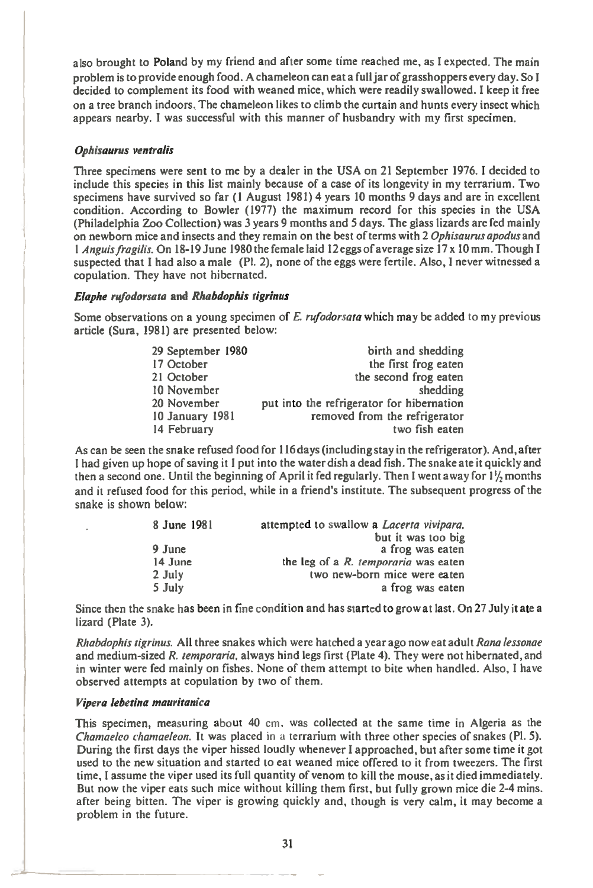also brought to Poland by my friend and after some time reached me, as I expected. The main problem is to provide enough food. A chameleon can eat a full jar of grasshoppers every day. So I decided to complement its food with weaned mice, which were readily swallowed. I keep it free on a tree branch indoors. The chameleon likes to climb the curtain and hunts every insect which appears nearby. I was successful with this manner of husbandry with my first specimen.

### *Ophisaurus ventralis*

Three specimens were sent to me by a dealer in the USA on 21 September 1976. I decided to include this species in this list mainly because of a case of its longevity in my terrarium. Two specimens have survived so far (1 August 1981) 4 years 10 months 9 days and are in excellent condition. According to Bowler (1977) the maximum record for this species in the USA (Philadelphia Zoo Collection) was 3 years 9 months and 5 days. The glass lizards are fed mainly on newborn mice and insects and they remain on the best of terms with 2 *Ophisaurus apodus* and 1 *Anguis fragilis*. On 18-19 June 1980 the female laid 12 eggs of average size 17 x 10 mm. Though I suspected that I had also a male (Pl. 2), none of the eggs were fertile. Also, I never witnessed a copulation. They have not hibernated.

### *Elaphe rufodorsata* and *Rhabdophis tigrinus*

Some observations on a young specimen of *E. rufodorsata* which may be added to my previous article (Sura, 1981) are presented below:

| | |
|---|---|
| 29 September 1980 | birth and shedding |
| 17 October | the first frog eaten |
| 21 October | the second frog eaten |
| 10 November | shedding |
| 20 November | put into the refrigerator for hibernation |
| 10 January 1981 | removed from the refrigerator |
| 14 February | two fish eaten |

As can be seen the snake refused food for 116 days (including stay in the refrigerator). And, after I had given up hope of saving it I put into the water dish a dead fish. The snake ate it quickly and then a second one. Until the beginning of April it fed regularly. Then I went away for 1½ months and it refused food for this period, while in a friend's institute. The subsequent progress of the snake is shown below:

| | |
|---|---|
| 8 June 1981 | attempted to swallow a *Lacerta vivipara*, but it was too big |
| 9 June | a frog was eaten |
| 14 June | the leg of a *R. temporaria* was eaten |
| 2 July | two new-born mice were eaten |
| 5 July | a frog was eaten |

Since then the snake has been in fine condition and has started to grow at last. On 27 July it ate a lizard (Plate 3).

*Rhabdophis tigrinus.* All three snakes which were hatched a year ago now eat adult *Rana lessonae* and medium-sized *R. temporaria*, always hind legs first (Plate 4). They were not hibernated, and in winter were fed mainly on fishes. None of them attempt to bite when handled. Also, I have observed attempts at copulation by two of them.

### *Vipera lebetina mauritanica*

This specimen, measuring about 40 cm, was collected at the same time in Algeria as the *Chamaeleo chamaeleon*. It was placed in a terrarium with three other species of snakes (Pl. 5). During the first days the viper hissed loudly whenever I approached, but after some time it got used to the new situation and started to eat weaned mice offered to it from tweezers. The first time, I assume the viper used its full quantity of venom to kill the mouse, as it died immediately. But now the viper eats such mice without killing them first, but fully grown mice die 2-4 mins. after being bitten. The viper is growing quickly and, though is very calm, it may become a problem in the future.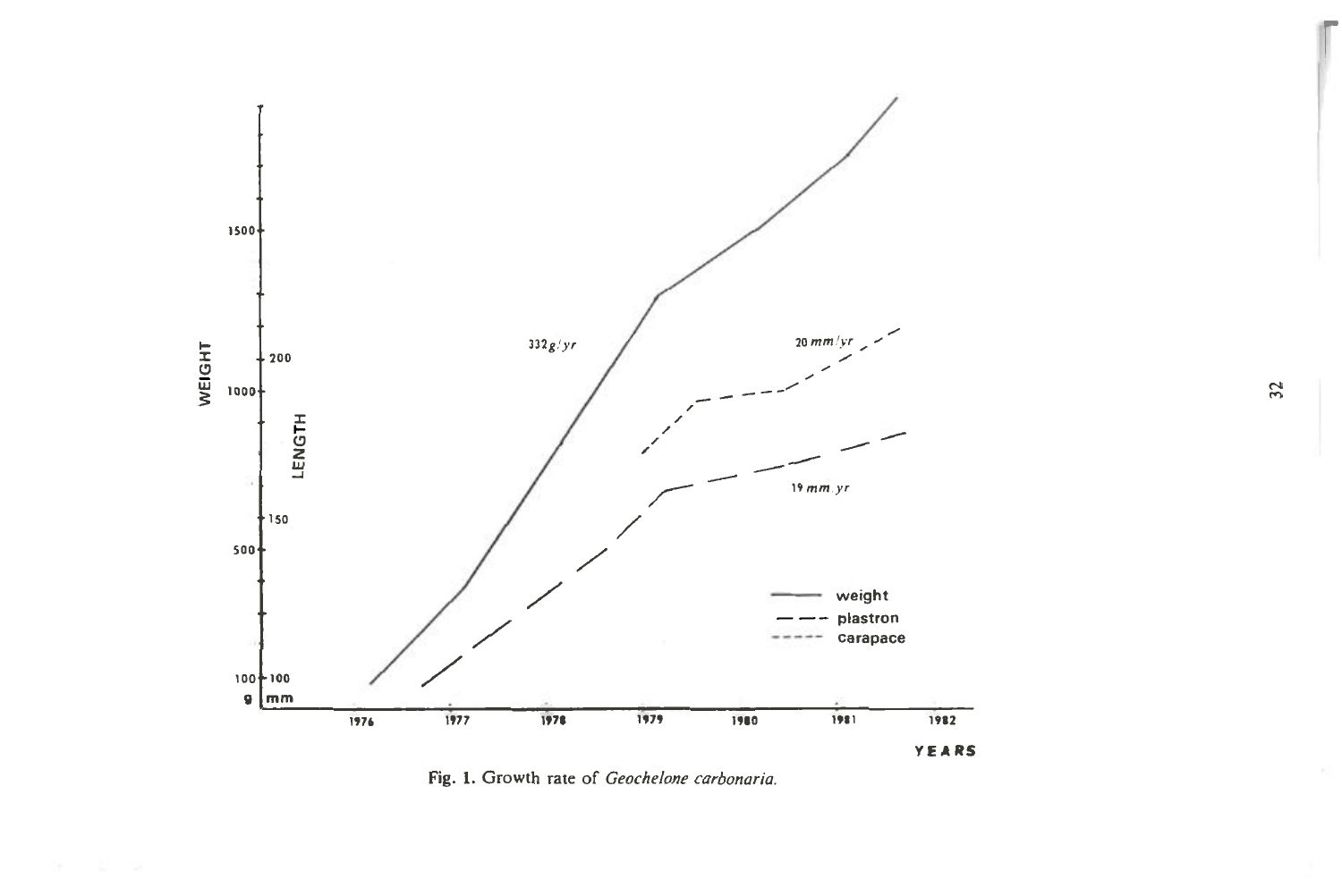Fig. 1. Growth rate of *Geochelone carbonaria*.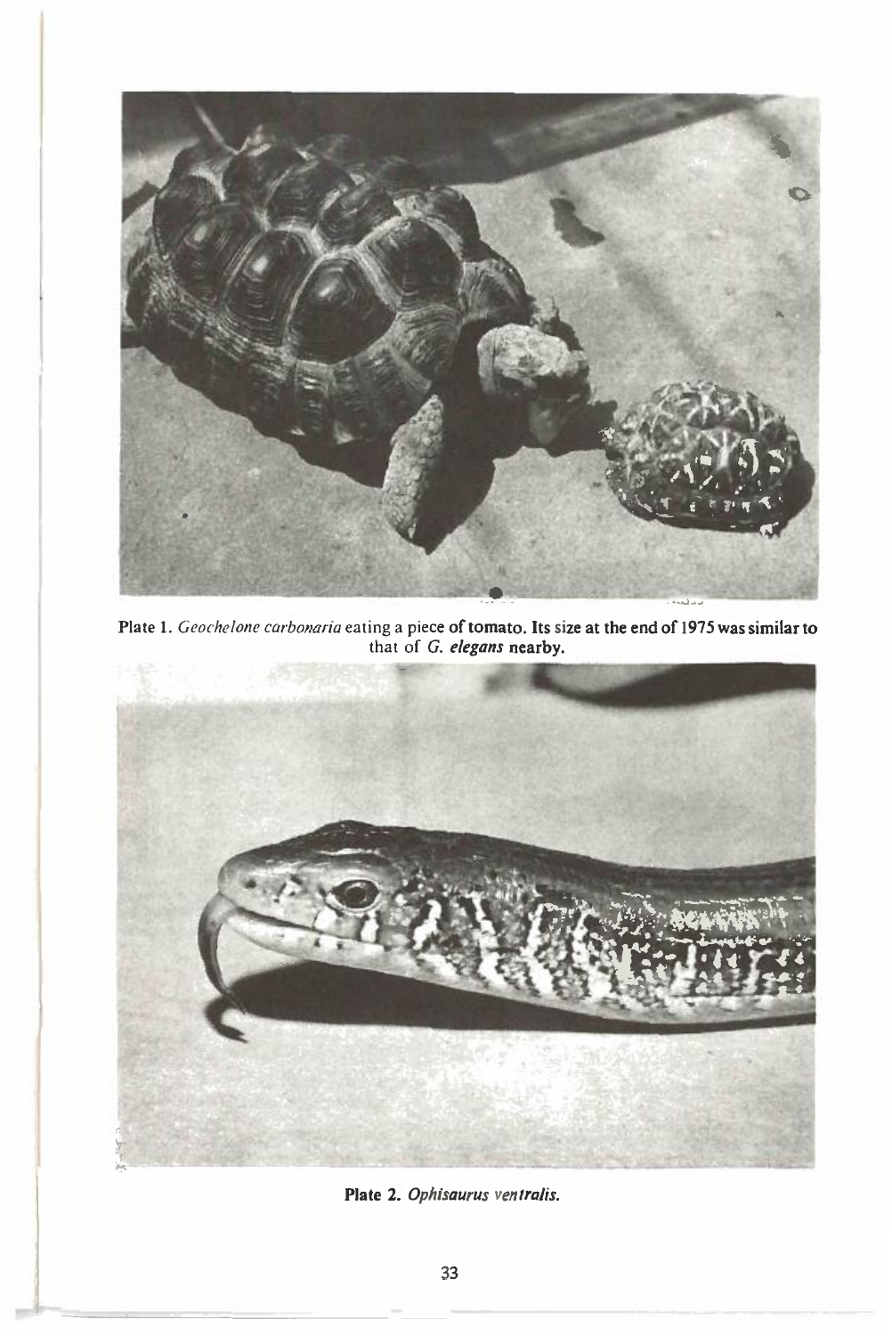Plate 1. *Geochelone carbonaria* eating a piece of tomato. Its size at the end of 1975 was similar to that of *G. elegans* nearby.

**Plate 2.** ***Ophisaurus ventralis.***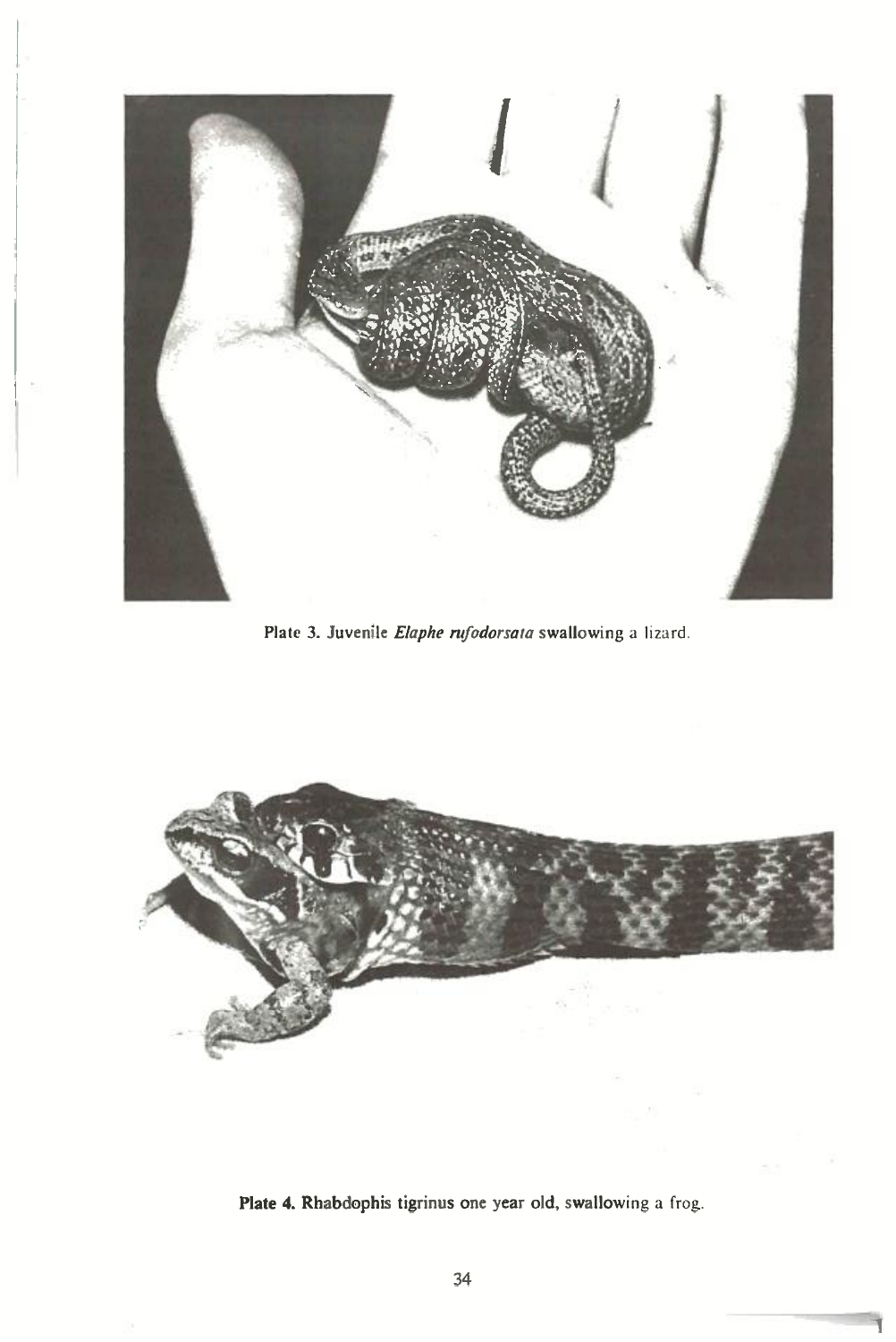Plate 3. Juvenile *Elaphe rufodorsata* swallowing a lizard.

**Plate 4.** Rhabdophis tigrinus one year old, swallowing a frog.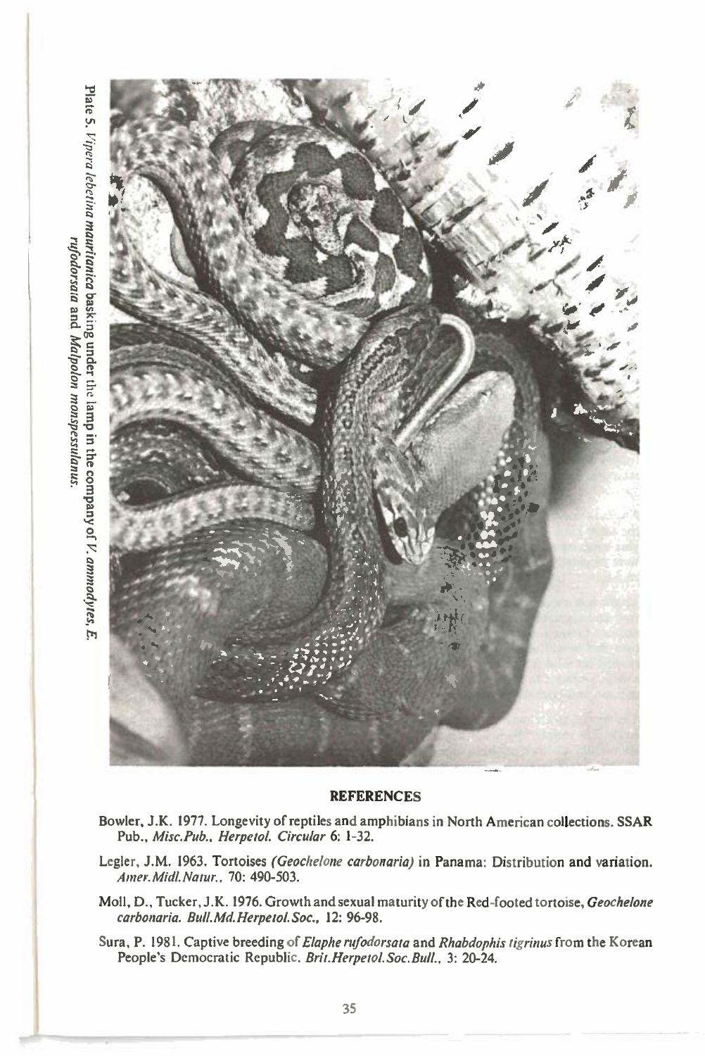Plate 5. *Vipera lebetina mauritanica* basking under the lamp in the company of *V. ammodytes*, *E. rufodorsata* and *Malpolon monspessulanus*.

## REFERENCES

Bowler, J.K. 1977. Longevity of reptiles and amphibians in North American collections. SSAR Pub., *Misc.Pub., Herpetol. Circular* 6: 1-32.

Legler, J.M. 1963. Tortoises *(Geochelone carbonaria)* in Panama: Distribution and variation. *Amer.Midl.Natur.*, 70: 490-503.

Moll, D., Tucker, J.K. 1976. Growth and sexual maturity of the Red-footed tortoise, *Geochelone carbonaria*. *Bull.Md.Herpetol.Soc.*, 12: 96-98.

Sura, P. 1981. Captive breeding of *Elaphe rufodorsata* and *Rhabdophis tigrinus* from the Korean People's Democratic Republic. *Brit.Herpetol.Soc.Bull.*, 3: 20-24.